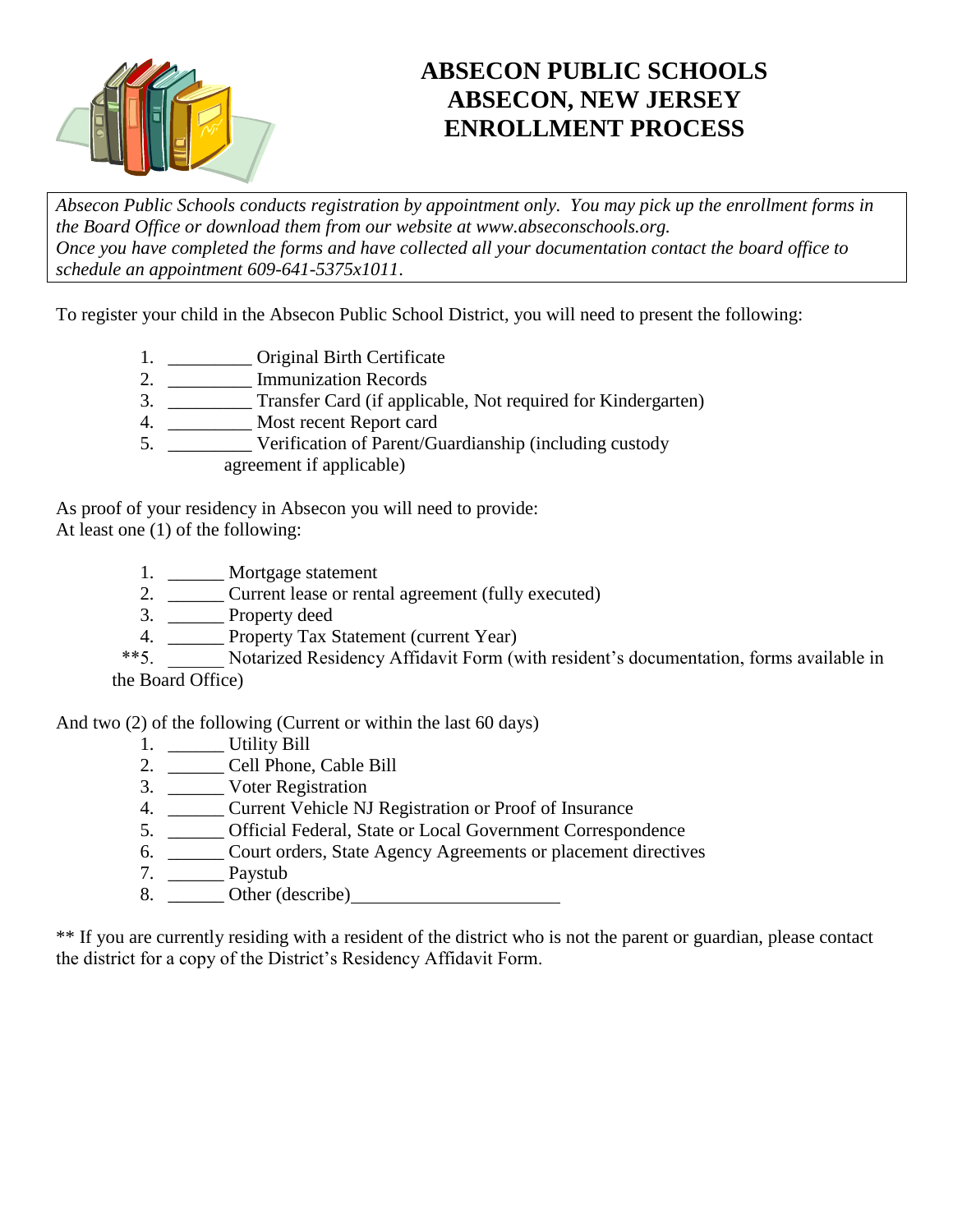# ABSECON PUBLIC SCHOOLS
# ABSECON, NEW JERSEY
# ENROLLMENT PROCESS

*Absecon Public Schools conducts registration by appointment only. You may pick up the enrollment forms in the Board Office or download them from our website at www.abseconschools.org.*
*Once you have completed the forms and have collected all your documentation contact the board office to schedule an appointment 609-641-5375x1011.*

To register your child in the Absecon Public School District, you will need to present the following:

1. _________ Original Birth Certificate
2. _________ Immunization Records
3. _________ Transfer Card (if applicable, Not required for Kindergarten)
4. _________ Most recent Report card
5. _________ Verification of Parent/Guardianship (including custody agreement if applicable)

As proof of your residency in Absecon you will need to provide:
At least one (1) of the following:

1. ______ Mortgage statement
2. ______ Current lease or rental agreement (fully executed)
3. ______ Property deed
4. ______ Property Tax Statement (current Year)

**5. ______ Notarized Residency Affidavit Form (with resident's documentation, forms available in the Board Office)

And two (2) of the following (Current or within the last 60 days)

1. ______ Utility Bill
2. ______ Cell Phone, Cable Bill
3. ______ Voter Registration
4. ______ Current Vehicle NJ Registration or Proof of Insurance
5. ______ Official Federal, State or Local Government Correspondence
6. ______ Court orders, State Agency Agreements or placement directives
7. ______ Paystub
8. ______ Other (describe)______________________

** If you are currently residing with a resident of the district who is not the parent or guardian, please contact the district for a copy of the District's Residency Affidavit Form.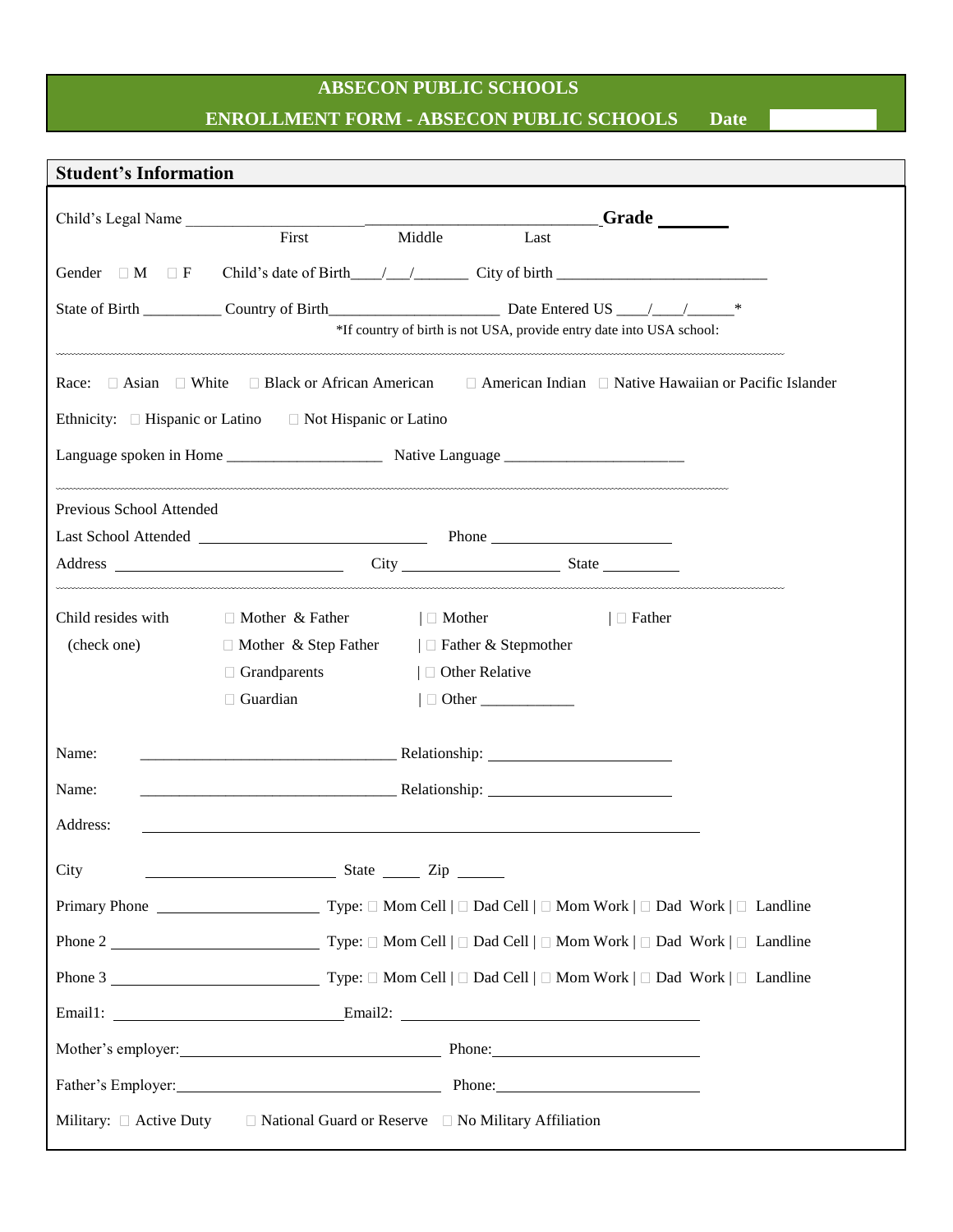# ABSECON PUBLIC SCHOOLS

## ENROLLMENT FORM - ABSECON PUBLIC SCHOOLS **Date**

### Student's Information

Child's Legal Name ______________________ ______________________________ **Grade** _______
First Middle Last

Gender ☐ M ☐ F Child's date of Birth____/___/_______ City of birth ___________________________

State of Birth __________ Country of Birth______________________ Date Entered US ____/____/______*

*If country of birth is not USA, provide entry date into USA school:

Race: ☐ Asian ☐ White ☐ Black or African American ☐ American Indian ☐ Native Hawaiian or Pacific Islander

Ethnicity: ☐ Hispanic or Latino ☐ Not Hispanic or Latino

Language spoken in Home ____________________ Native Language _______________________

Previous School Attended

Last School Attended ____________________________ Phone ______________________

Address ____________________________ City ____________________ State __________

Child resides with (check one)

- ☐ Mother & Father | ☐ Mother | ☐ Father
- ☐ Mother & Step Father | ☐ Father & Stepmother
- ☐ Grandparents | ☐ Other Relative
- ☐ Guardian | ☐ Other ____________

Name: ________________________________ Relationship: _______________________

Name: ________________________________ Relationship: _______________________

Address: ______________________________________________________________________

City ________________________ State _____ Zip ______

Primary Phone ____________________ Type: ☐ Mom Cell | ☐ Dad Cell | ☐ Mom Work | ☐ Dad Work | ☐ Landline

Phone 2 __________________________ Type: ☐ Mom Cell | ☐ Dad Cell | ☐ Mom Work | ☐ Dad Work | ☐ Landline

Phone 3 __________________________ Type: ☐ Mom Cell | ☐ Dad Cell | ☐ Mom Work | ☐ Dad Work | ☐ Landline

Email1: ____________________________ Email2: ____________________________________

Mother's employer: ________________________________ Phone: ___________________________

Father's Employer: ________________________________ Phone: ___________________________

Military: ☐ Active Duty ☐ National Guard or Reserve ☐ No Military Affiliation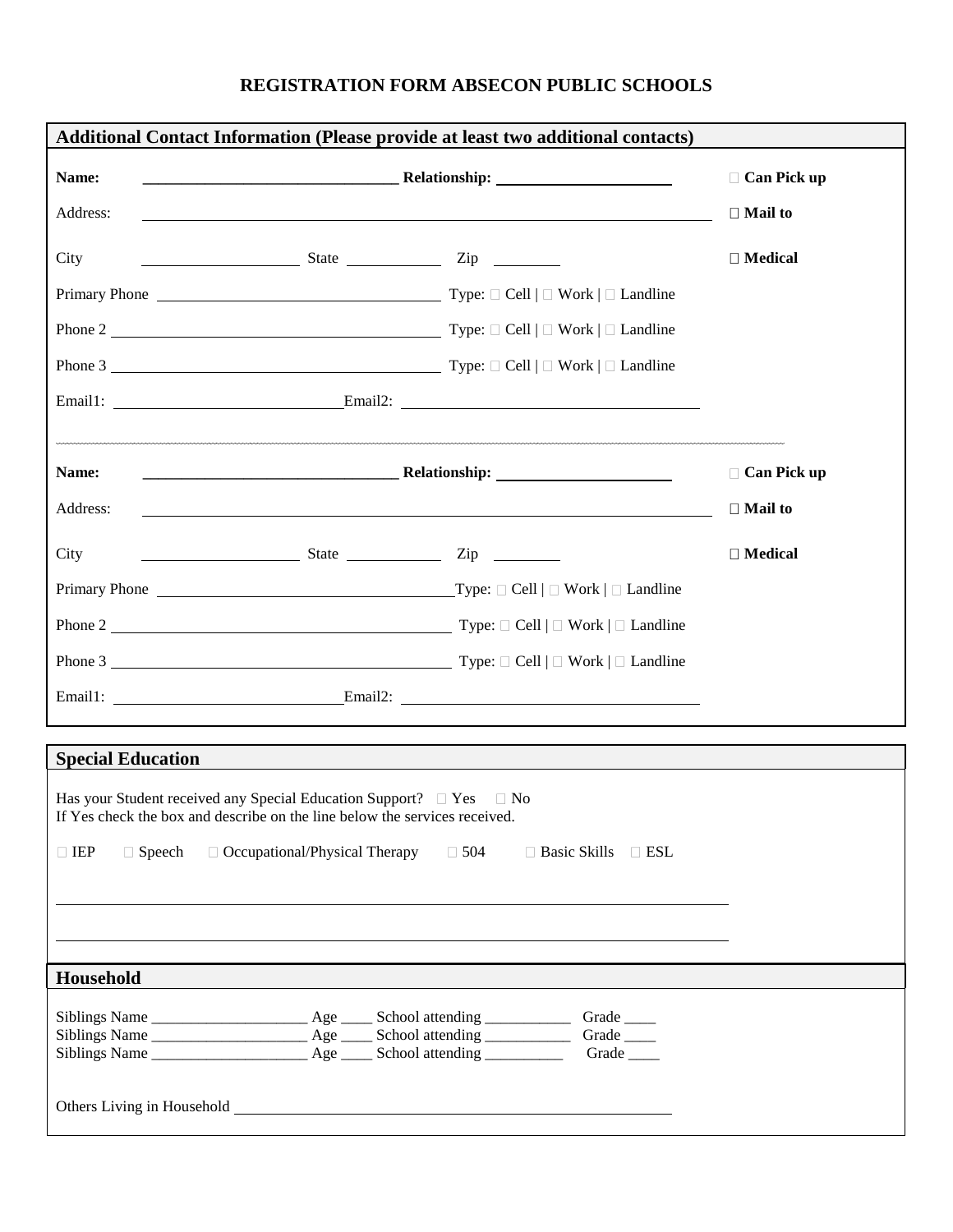# REGISTRATION FORM ABSECON PUBLIC SCHOOLS

## Additional Contact Information (Please provide at least two additional contacts)

**Name:** ________________________________ **Relationship:** ______________________ ☐ **Can Pick up**

Address: ____________________________________________________________________ ☐ **Mail to**

City ____________________ State ____________ Zip ________ ☐ **Medical**

Primary Phone ____________________________________ Type: ☐ Cell | ☐ Work | ☐ Landline

Phone 2 __________________________________________ Type: ☐ Cell | ☐ Work | ☐ Landline

Phone 3 __________________________________________ Type: ☐ Cell | ☐ Work | ☐ Landline

Email1: ____________________________ Email2: ____________________________________

---

**Name:** ________________________________ **Relationship:** ______________________ ☐ **Can Pick up**

Address: ____________________________________________________________________ ☐ **Mail to**

City ____________________ State ____________ Zip ________ ☐ **Medical**

Primary Phone ____________________________________ Type: ☐ Cell | ☐ Work | ☐ Landline

Phone 2 __________________________________________ Type: ☐ Cell | ☐ Work | ☐ Landline

Phone 3 __________________________________________ Type: ☐ Cell | ☐ Work | ☐ Landline

Email1: ____________________________ Email2: ____________________________________

## Special Education

Has your Student received any Special Education Support? ☐ Yes ☐ No
If Yes check the box and describe on the line below the services received.

☐ IEP ☐ Speech ☐ Occupational/Physical Therapy ☐ 504 ☐ Basic Skills ☐ ESL

______________________________________________________________________________

______________________________________________________________________________

## Household

Siblings Name ____________________ Age ____ School attending ___________ Grade ____
Siblings Name ____________________ Age ____ School attending ___________ Grade ____
Siblings Name ____________________ Age ____ School attending __________ Grade ____

Others Living in Household ______________________________________________________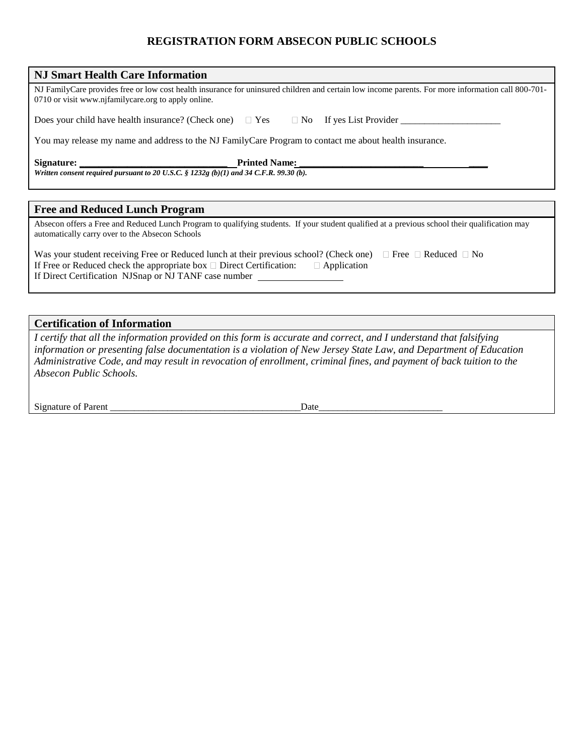# REGISTRATION FORM ABSECON PUBLIC SCHOOLS

## NJ Smart Health Care Information

NJ FamilyCare provides free or low cost health insurance for uninsured children and certain low income parents. For more information call 800-701-0710 or visit www.njfamilycare.org to apply online.

Does your child have health insurance? (Check one) ☐ Yes ☐ No If yes List Provider ____________________

You may release my name and address to the NJ FamilyCare Program to contact me about health insurance.

**Signature: ______________________________ Printed Name: ______________________________**

***Written consent required pursuant to 20 U.S.C. § 1232g (b)(1) and 34 C.F.R. 99.30 (b).***

## Free and Reduced Lunch Program

Absecon offers a Free and Reduced Lunch Program to qualifying students. If your student qualified at a previous school their qualification may automatically carry over to the Absecon Schools

Was your student receiving Free or Reduced lunch at their previous school? (Check one) ☐ Free ☐ Reduced ☐ No
If Free or Reduced check the appropriate box ☐ Direct Certification: ☐ Application
If Direct Certification NJSnap or NJ TANF case number ________________

## Certification of Information

*I certify that all the information provided on this form is accurate and correct, and I understand that falsifying information or presenting false documentation is a violation of New Jersey State Law, and Department of Education Administrative Code, and may result in revocation of enrollment, criminal fines, and payment of back tuition to the Absecon Public Schools.*

Signature of Parent _______________________________________Date_________________________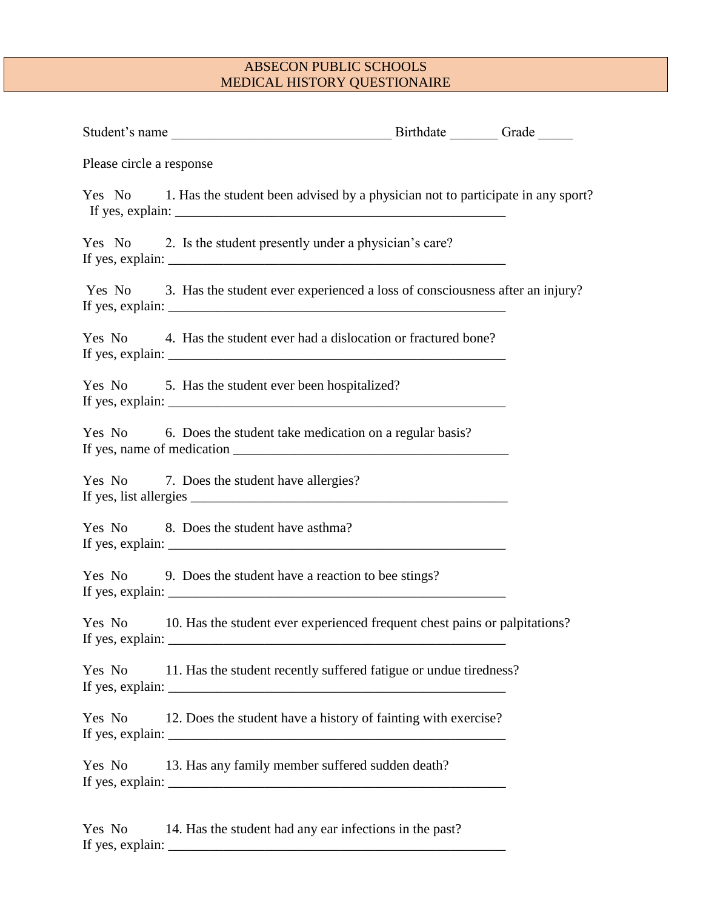# ABSECON PUBLIC SCHOOLS
## MEDICAL HISTORY QUESTIONAIRE

Student's name ________________________________ Birthdate _______ Grade _____

Please circle a response

Yes No 1. Has the student been advised by a physician not to participate in any sport?
If yes, explain: ___________________________________________________

Yes No 2. Is the student presently under a physician's care?
If yes, explain: ___________________________________________________

Yes No 3. Has the student ever experienced a loss of consciousness after an injury?
If yes, explain: ___________________________________________________

Yes No 4. Has the student ever had a dislocation or fractured bone?
If yes, explain: ___________________________________________________

Yes No 5. Has the student ever been hospitalized?
If yes, explain: ___________________________________________________

Yes No 6. Does the student take medication on a regular basis?
If yes, name of medication _________________________________________

Yes No 7. Does the student have allergies?
If yes, list allergies _______________________________________________

Yes No 8. Does the student have asthma?
If yes, explain: ___________________________________________________

Yes No 9. Does the student have a reaction to bee stings?
If yes, explain: ___________________________________________________

Yes No 10. Has the student ever experienced frequent chest pains or palpitations?
If yes, explain: ___________________________________________________

Yes No 11. Has the student recently suffered fatigue or undue tiredness?
If yes, explain: ___________________________________________________

Yes No 12. Does the student have a history of fainting with exercise?
If yes, explain: ___________________________________________________

Yes No 13. Has any family member suffered sudden death?
If yes, explain: ___________________________________________________

Yes No 14. Has the student had any ear infections in the past?
If yes, explain: ___________________________________________________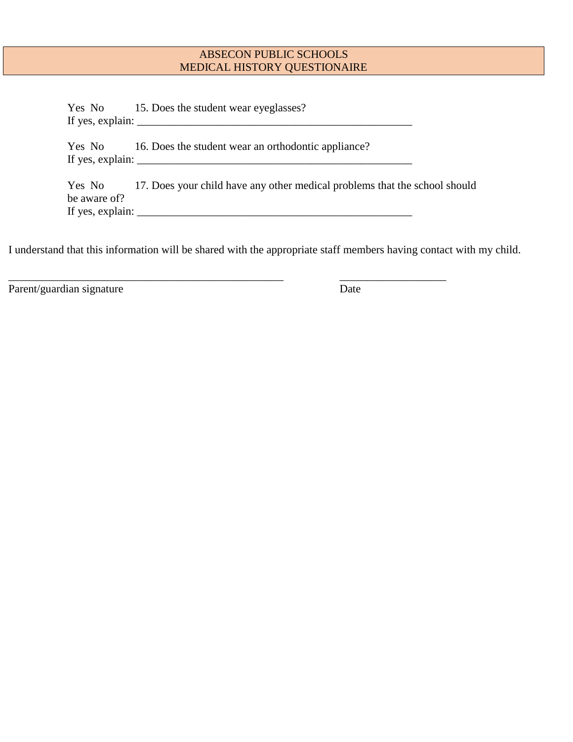# ABSECON PUBLIC SCHOOLS
# MEDICAL HISTORY QUESTIONAIRE

Yes No 15. Does the student wear eyeglasses?
If yes, explain: ___________________________________________________

Yes No 16. Does the student wear an orthodontic appliance?
If yes, explain: ___________________________________________________

Yes No 17. Does your child have any other medical problems that the school should be aware of?
If yes, explain: ___________________________________________________

I understand that this information will be shared with the appropriate staff members having contact with my child.

___________________________________________________ ____________________
Parent/guardian signature Date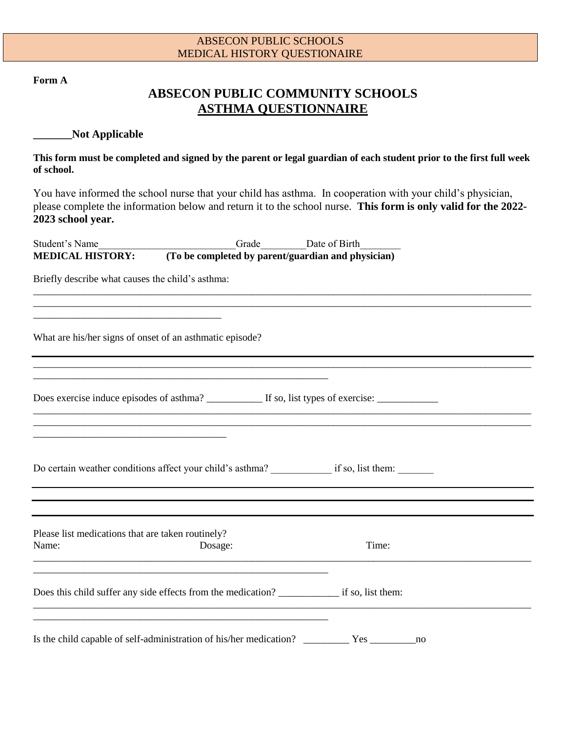ABSECON PUBLIC SCHOOLS
MEDICAL HISTORY QUESTIONAIRE

**Form A**

# ABSECON PUBLIC COMMUNITY SCHOOLS
## ASTHMA QUESTIONNAIRE

**_______Not Applicable**

**This form must be completed and signed by the parent or legal guardian of each student prior to the first full week of school.**

You have informed the school nurse that your child has asthma. In cooperation with your child's physician, please complete the information below and return it to the school nurse. **This form is only valid for the 2022-2023 school year.**

Student's Name__________________________Grade________Date of Birth_______

**MEDICAL HISTORY: (To be completed by parent/guardian and physician)**

Briefly describe what causes the child's asthma:

______________________________________________________________________________________________
______________________________________________________________________________________________
____________________________________

What are his/her signs of onset of an asthmatic episode?

______________________________________________________________________________________________
______________________________________________________________________________________________
________________________________________________________

Does exercise induce episodes of asthma? __________ If so, list types of exercise: ___________

______________________________________________________________________________________________
______________________________________________________________________________________________
_____________________________________

Do certain weather conditions affect your child's asthma? ___________ if so, list them: _______

______________________________________________________________________________________________
______________________________________________________________________________________________
______________________________________________________________________________________________

Please list medications that are taken routinely?

Name: Dosage: Time:

______________________________________________________________________________________________
________________________________________________________

Does this child suffer any side effects from the medication? ___________ if so, list them:

______________________________________________________________________________________________
________________________________________________________

Is the child capable of self-administration of his/her medication? _________ Yes _________no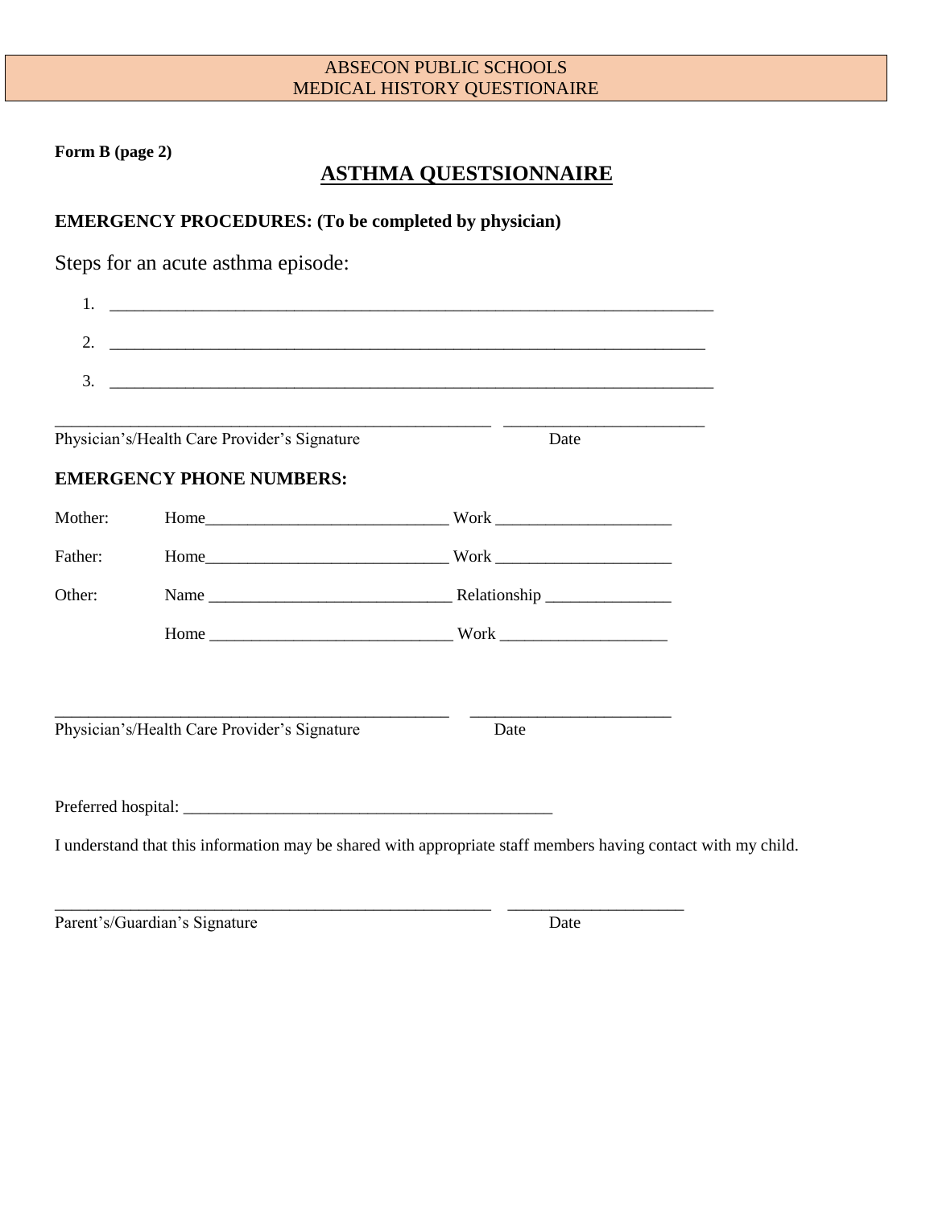ABSECON PUBLIC SCHOOLS
MEDICAL HISTORY QUESTIONAIRE

**Form B (page 2)**

# ASTHMA QUESTSIONNAIRE

**EMERGENCY PROCEDURES: (To be completed by physician)**

Steps for an acute asthma episode:

1. ___________________________________________________________________________
2. __________________________________________________________________________
3. ___________________________________________________________________________

______________________________________________________ ________________________
Physician's/Health Care Provider's Signature Date

**EMERGENCY PHONE NUMBERS:**

Mother: Home_____________________________ Work _____________________

Father: Home_____________________________ Work _____________________

Other: Name _____________________________ Relationship _______________

Home _____________________________ Work ____________________

_________________________________________________ ________________________
Physician's/Health Care Provider's Signature Date

Preferred hospital: ______________________________________________

I understand that this information may be shared with appropriate staff members having contact with my child.

______________________________________________________ _____________________
Parent's/Guardian's Signature Date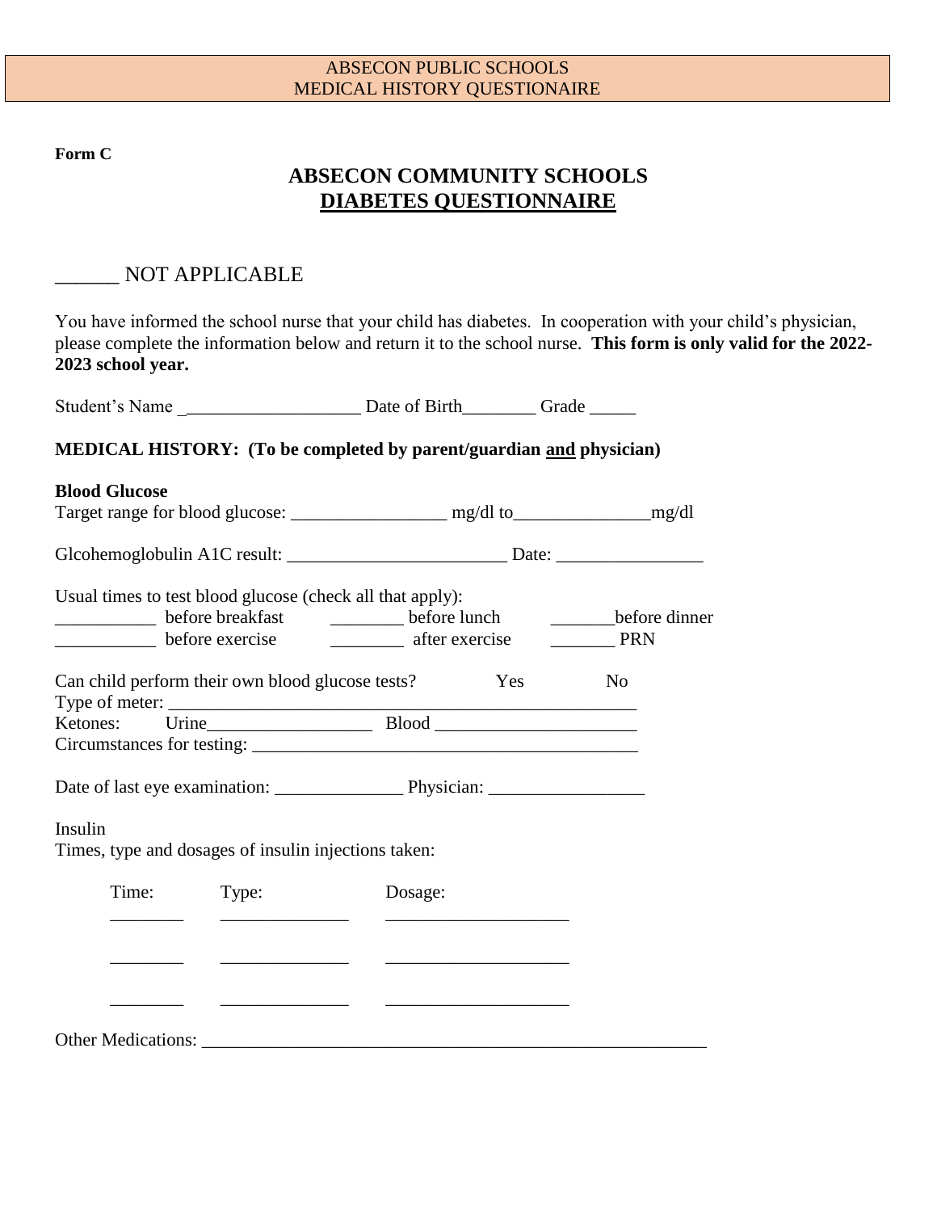ABSECON PUBLIC SCHOOLS
MEDICAL HISTORY QUESTIONAIRE

**Form C**

## ABSECON COMMUNITY SCHOOLS
## DIABETES QUESTIONNAIRE

______ NOT APPLICABLE

You have informed the school nurse that your child has diabetes. In cooperation with your child's physician, please complete the information below and return it to the school nurse. **This form is only valid for the 2022-2023 school year.**

Student's Name ___________________ Date of Birth________ Grade _____

**MEDICAL HISTORY: (To be completed by parent/guardian and physician)**

**Blood Glucose**

Target range for blood glucose: _________________ mg/dl to_______________mg/dl

Glcohemoglobulin A1C result: ________________________ Date: ________________

Usual times to test blood glucose (check all that apply):

___________ before breakfast ________ before lunch _______before dinner

___________ before exercise ________ after exercise _______ PRN

Can child perform their own blood glucose tests? Yes No

Type of meter: ____________________________________________________

Ketones: Urine__________________ Blood ______________________

Circumstances for testing: ___________________________________________

Date of last eye examination: ______________ Physician: _________________

Insulin

Times, type and dosages of insulin injections taken:

| Time: | Type: | Dosage: |
|---|---|---|
| ________ | ______________ | ____________________ |
| ________ | ______________ | ____________________ |
| ________ | ______________ | ____________________ |

Other Medications: _________________________________________________________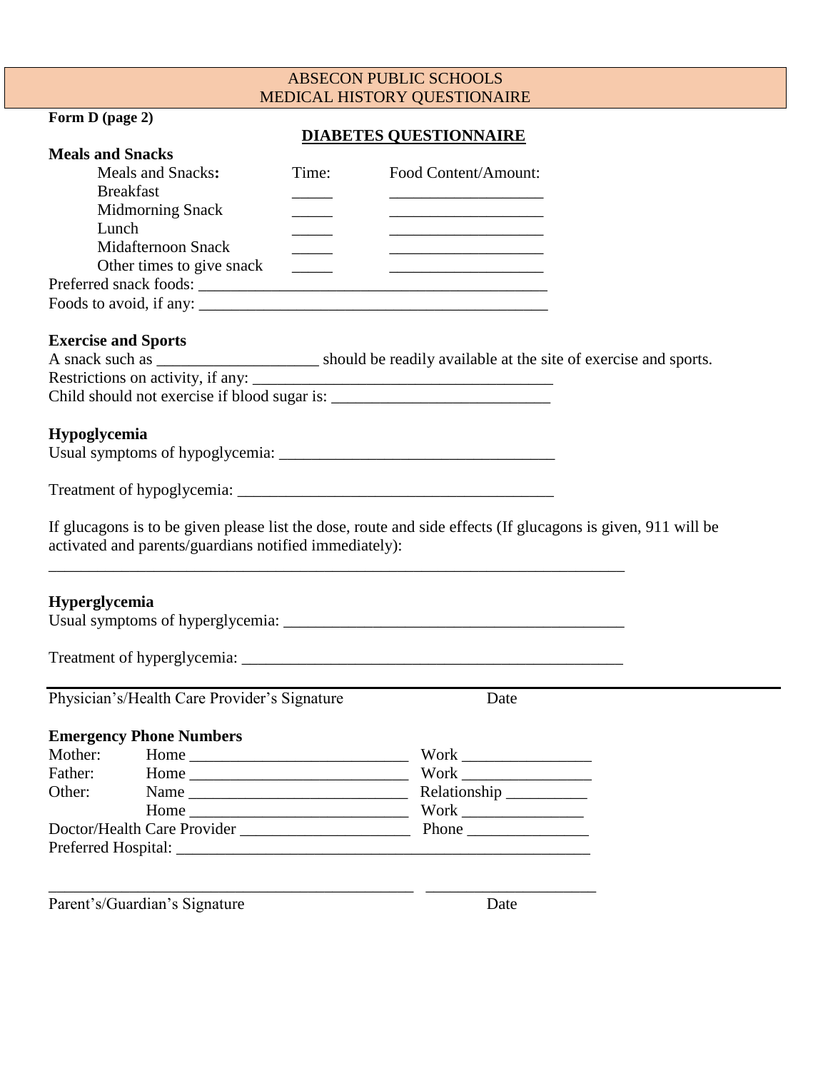# ABSECON PUBLIC SCHOOLS
# MEDICAL HISTORY QUESTIONAIRE

**Form D (page 2)**

## DIABETES QUESTIONNAIRE

**Meals and Snacks**

| Meals and Snacks: | Time: | Food Content/Amount: |
|---|---|---|
| Breakfast | _____ | ___________________ |
| Midmorning Snack | _____ | ___________________ |
| Lunch | _____ | ___________________ |
| Midafternoon Snack | _____ | ___________________ |
| Other times to give snack | _____ | ___________________ |

Preferred snack foods: ___________________________________________

Foods to avoid, if any: ___________________________________________

**Exercise and Sports**

A snack such as ____________________ should be readily available at the site of exercise and sports.

Restrictions on activity, if any: _____________________________________

Child should not exercise if blood sugar is: ___________________________

**Hypoglycemia**

Usual symptoms of hypoglycemia: __________________________________

Treatment of hypoglycemia: ______________________________________

If glucagons is to be given please list the dose, route and side effects (If glucagons is given, 911 will be activated and parents/guardians notified immediately):

___________________________________________________________________________

**Hyperglycemia**

Usual symptoms of hyperglycemia: __________________________________________

Treatment of hyperglycemia: ________________________________________________

___________________________________________________________________________

Physician's/Health Care Provider's Signature Date

**Emergency Phone Numbers**

Mother: Home ___________________________ Work ________________

Father: Home ___________________________ Work ________________

Other: Name ___________________________ Relationship __________

Home ___________________________ Work _______________

Doctor/Health Care Provider _____________________ Phone _______________

Preferred Hospital: ______________________________________________________

_______________________________________________ _____________________

Parent's/Guardian's Signature Date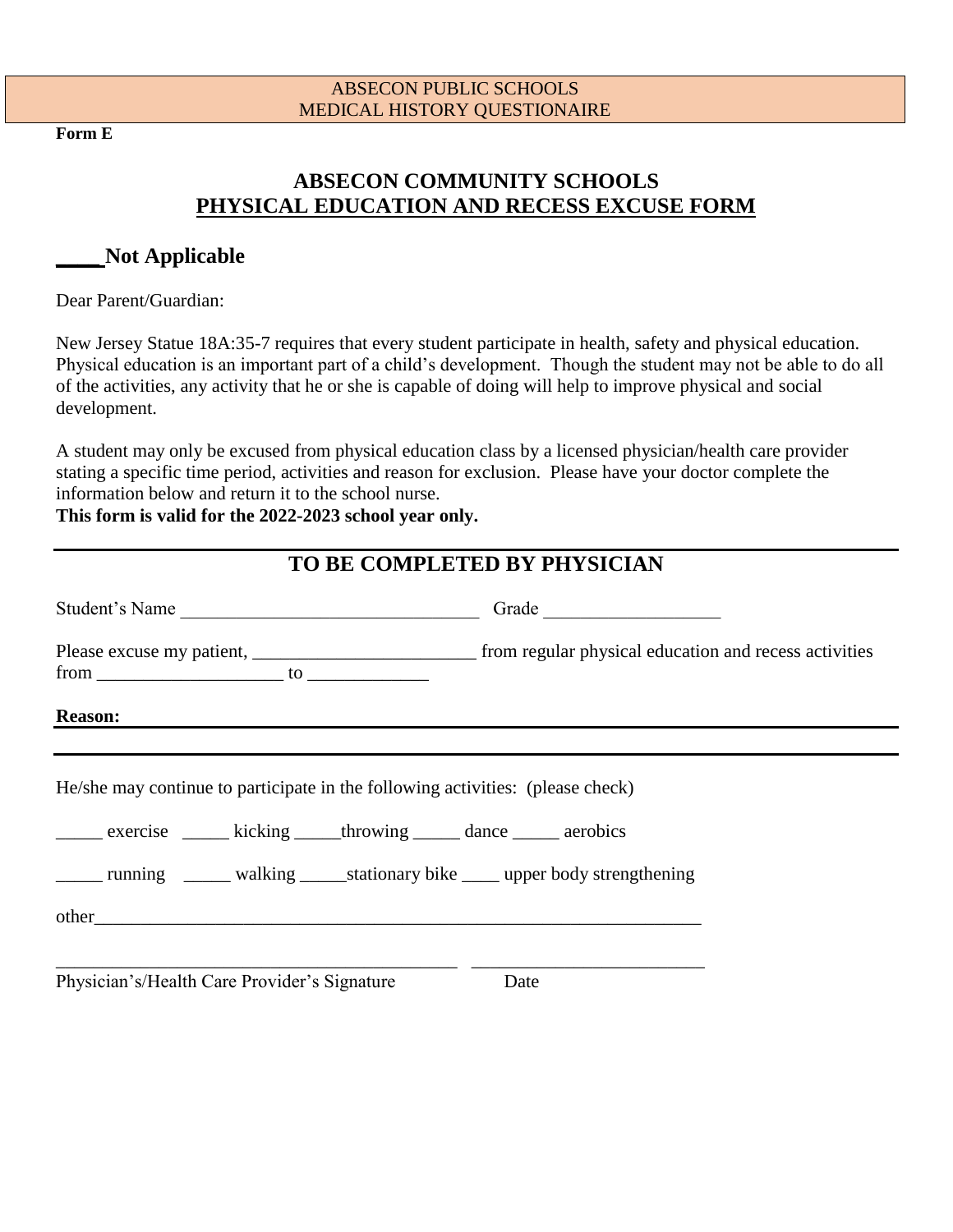ABSECON PUBLIC SCHOOLS
MEDICAL HISTORY QUESTIONAIRE

**Form E**

## ABSECON COMMUNITY SCHOOLS
## PHYSICAL EDUCATION AND RECESS EXCUSE FORM

### ____ Not Applicable

Dear Parent/Guardian:

New Jersey Statue 18A:35-7 requires that every student participate in health, safety and physical education. Physical education is an important part of a child's development. Though the student may not be able to do all of the activities, any activity that he or she is capable of doing will help to improve physical and social development.

A student may only be excused from physical education class by a licensed physician/health care provider stating a specific time period, activities and reason for exclusion. Please have your doctor complete the information below and return it to the school nurse.

**This form is valid for the 2022-2023 school year only.**

---

## TO BE COMPLETED BY PHYSICIAN

Student's Name ________________________________ Grade ___________________

Please excuse my patient, ________________________ from regular physical education and recess activities from ____________________ to _____________

**Reason:**

---

He/she may continue to participate in the following activities: (please check)

_____ exercise _____ kicking _____throwing _____ dance _____ aerobics

_____ running _____ walking _____stationary bike ____ upper body strengthening

other___________________________________________________________________

____________________________________________ _________________________

Physician's/Health Care Provider's Signature Date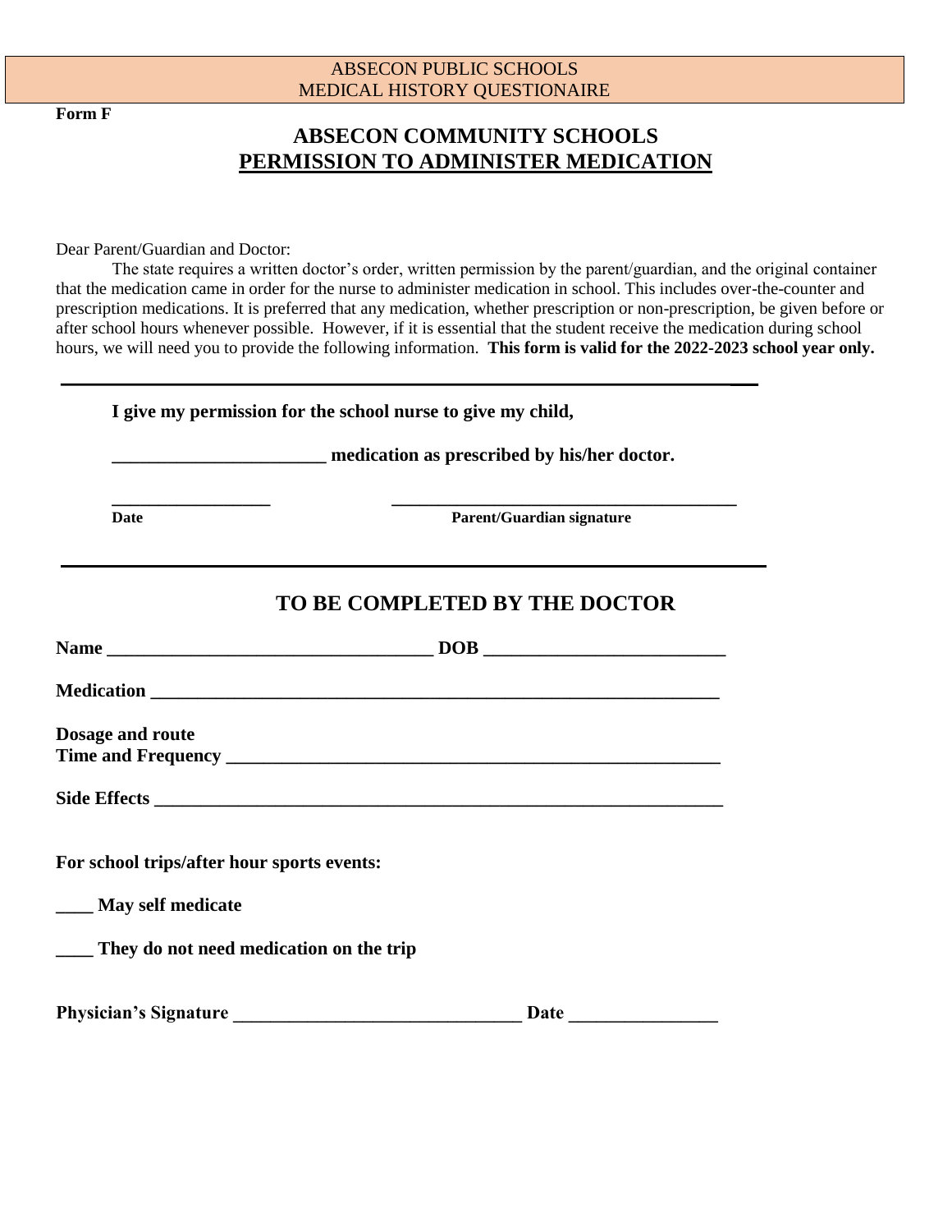ABSECON PUBLIC SCHOOLS
MEDICAL HISTORY QUESTIONAIRE

**Form F**

# ABSECON COMMUNITY SCHOOLS
## PERMISSION TO ADMINISTER MEDICATION

Dear Parent/Guardian and Doctor:

The state requires a written doctor's order, written permission by the parent/guardian, and the original container that the medication came in order for the nurse to administer medication in school. This includes over-the-counter and prescription medications. It is preferred that any medication, whether prescription or non-prescription, be given before or after school hours whenever possible. However, if it is essential that the student receive the medication during school hours, we will need you to provide the following information. **This form is valid for the 2022-2023 school year only.**

---

**I give my permission for the school nurse to give my child,**

**_______________________ medication as prescribed by his/her doctor.**

_________________ &nbsp;&nbsp;&nbsp;&nbsp;&nbsp;&nbsp;&nbsp;&nbsp; _____________________________________

**Date** &nbsp;&nbsp;&nbsp;&nbsp;&nbsp;&nbsp;&nbsp;&nbsp;&nbsp;&nbsp;&nbsp;&nbsp;&nbsp;&nbsp;&nbsp;&nbsp;&nbsp;&nbsp;&nbsp;&nbsp;&nbsp;&nbsp;&nbsp;&nbsp; **Parent/Guardian signature**

---

## TO BE COMPLETED BY THE DOCTOR

**Name ___________________________________ DOB _________________________**

**Medication ____________________________________________________________**

**Dosage and route**
**Time and Frequency ______________________________________________________**

**Side Effects ____________________________________________________________**

**For school trips/after hour sports events:**

**____ May self medicate**

**____ They do not need medication on the trip**

**Physician's Signature ______________________________ Date _______________**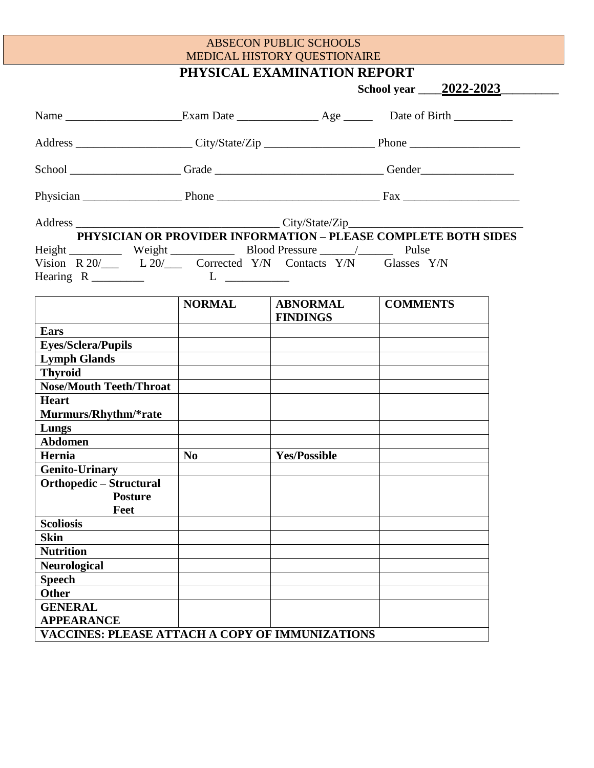ABSECON PUBLIC SCHOOLS
MEDICAL HISTORY QUESTIONAIRE

# PHYSICAL EXAMINATION REPORT

**School year ____2022-2023_________**

Name ____________________Exam Date ______________ Age _____ Date of Birth __________

Address ____________________ City/State/Zip ___________________ Phone ___________________

School ___________________ Grade _____________________________ Gender________________

Physician _________________ Phone _____________________________ Fax ____________________

Address ___________________________________ City/State/Zip_____________________________

**PHYSICIAN OR PROVIDER INFORMATION – PLEASE COMPLETE BOTH SIDES**

Height _________ Weight ___________ Blood Pressure ______/______ Pulse

Vision R 20/___ L 20/___ Corrected Y/N Contacts Y/N Glasses Y/N

Hearing R _________ L ___________

| | NORMAL | ABNORMAL FINDINGS | COMMENTS |
|---|---|---|---|
| **Ears** | | | |
| **Eyes/Sclera/Pupils** | | | |
| **Lymph Glands** | | | |
| **Thyroid** | | | |
| **Nose/Mouth Teeth/Throat** | | | |
| **Heart Murmurs/Rhythm/*rate** | | | |
| **Lungs** | | | |
| **Abdomen** | | | |
| **Hernia** | **No** | **Yes/Possible** | |
| **Genito-Urinary** | | | |
| **Orthopedic – Structural Posture Feet** | | | |
| **Scoliosis** | | | |
| **Skin** | | | |
| **Nutrition** | | | |
| **Neurological** | | | |
| **Speech** | | | |
| **Other** | | | |
| **GENERAL APPEARANCE** | | | |
| **VACCINES: PLEASE ATTACH A COPY OF IMMUNIZATIONS** | | | |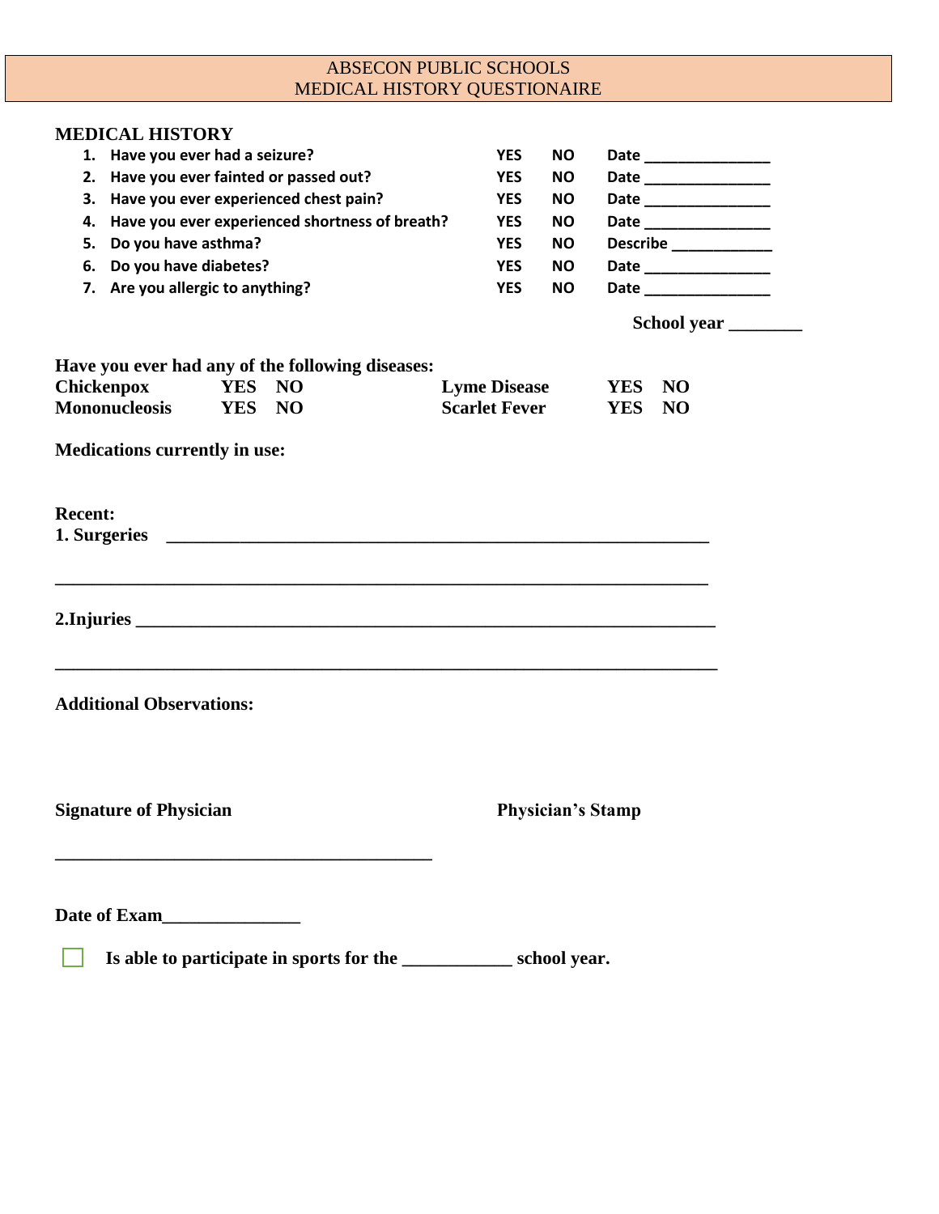# ABSECON PUBLIC SCHOOLS
# MEDICAL HISTORY QUESTIONAIRE

## MEDICAL HISTORY

1. **Have you ever had a seizure?** **YES** **NO** **Date ______________**
2. **Have you ever fainted or passed out?** **YES** **NO** **Date ______________**
3. **Have you ever experienced chest pain?** **YES** **NO** **Date ______________**
4. **Have you ever experienced shortness of breath?** **YES** **NO** **Date ______________**
5. **Do you have asthma?** **YES** **NO** **Describe ___________**
6. **Do you have diabetes?** **YES** **NO** **Date ______________**
7. **Are you allergic to anything?** **YES** **NO** **Date ______________**

**School year ________**

**Have you ever had any of the following diseases:**

| | | | | | |
|---|---|---|---|---|---|
| **Chickenpox** | **YES** | **NO** | **Lyme Disease** | **YES** | **NO** |
| **Mononucleosis** | **YES** | **NO** | **Scarlet Fever** | **YES** | **NO** |

**Medications currently in use:**

**Recent:**

**1. Surgeries** ____________________________________________________________

______________________________________________________________________

**2.Injuries** _______________________________________________________________

______________________________________________________________________

**Additional Observations:**

**Signature of Physician** **Physician's Stamp**

________________________________________

**Date of Exam**______________

☐ **Is able to participate in sports for the ___________ school year.**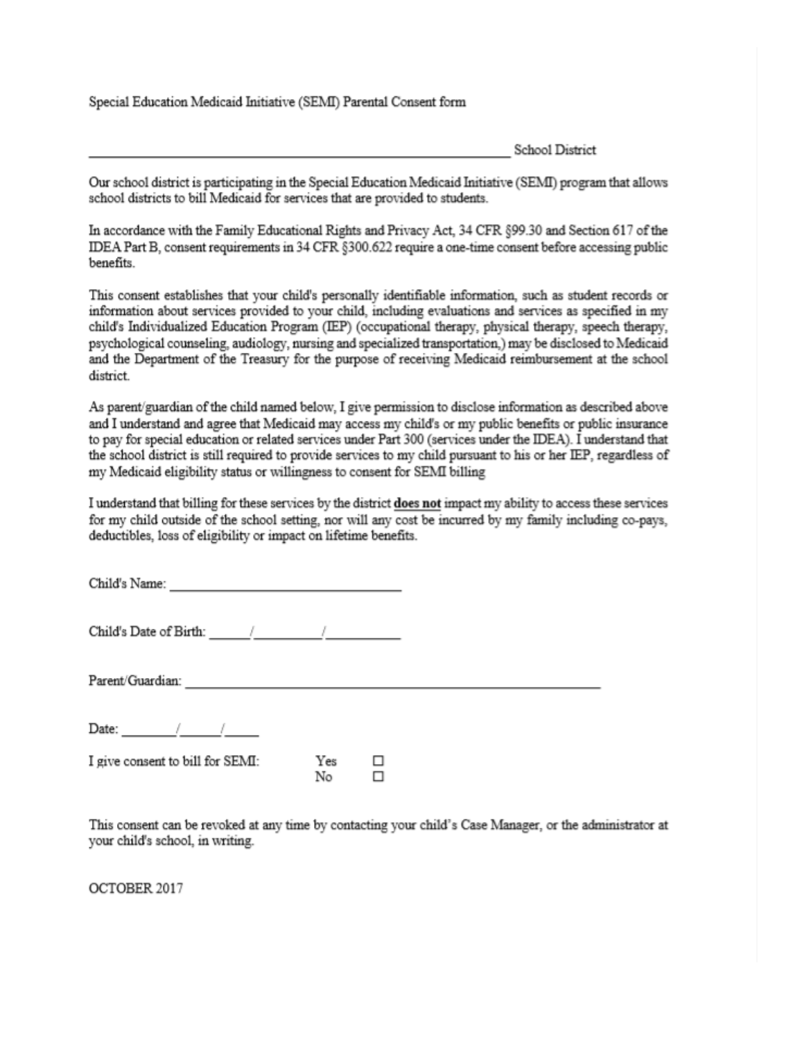Special Education Medicaid Initiative (SEMI) Parental Consent form

\_\_\_\_\_\_\_\_\_\_\_\_\_\_\_\_\_\_\_\_\_\_\_\_\_\_\_\_\_\_\_\_\_\_\_\_\_\_\_\_\_\_\_\_\_\_\_\_\_\_\_\_\_\_\_\_ School District

Our school district is participating in the Special Education Medicaid Initiative (SEMI) program that allows school districts to bill Medicaid for services that are provided to students.

In accordance with the Family Educational Rights and Privacy Act, 34 CFR §99.30 and Section 617 of the IDEA Part B, consent requirements in 34 CFR §300.622 require a one-time consent before accessing public benefits.

This consent establishes that your child's personally identifiable information, such as student records or information about services provided to your child, including evaluations and services as specified in my child's Individualized Education Program (IEP) (occupational therapy, physical therapy, speech therapy, psychological counseling, audiology, nursing and specialized transportation,) may be disclosed to Medicaid and the Department of the Treasury for the purpose of receiving Medicaid reimbursement at the school district.

As parent/guardian of the child named below, I give permission to disclose information as described above and I understand and agree that Medicaid may access my child's or my public benefits or public insurance to pay for special education or related services under Part 300 (services under the IDEA). I understand that the school district is still required to provide services to my child pursuant to his or her IEP, regardless of my Medicaid eligibility status or willingness to consent for SEMI billing

I understand that billing for these services by the district **does not** impact my ability to access these services for my child outside of the school setting, nor will any cost be incurred by my family including co-pays, deductibles, loss of eligibility or impact on lifetime benefits.

Child's Name: \_\_\_\_\_\_\_\_\_\_\_\_\_\_\_\_\_\_\_\_\_\_\_\_\_\_\_\_\_\_

Child's Date of Birth: \_\_\_\_\_/\_\_\_\_\_\_\_\_/\_\_\_\_\_\_\_\_\_

Parent/Guardian: \_\_\_\_\_\_\_\_\_\_\_\_\_\_\_\_\_\_\_\_\_\_\_\_\_\_\_\_\_\_\_\_\_\_\_\_\_\_\_\_\_\_\_\_\_\_\_\_\_\_\_\_

Date: \_\_\_\_\_\_\_/\_\_\_\_\_/\_\_\_\_

I give consent to bill for SEMI: Yes ☐ No ☐

This consent can be revoked at any time by contacting your child's Case Manager, or the administrator at your child's school, in writing.

OCTOBER 2017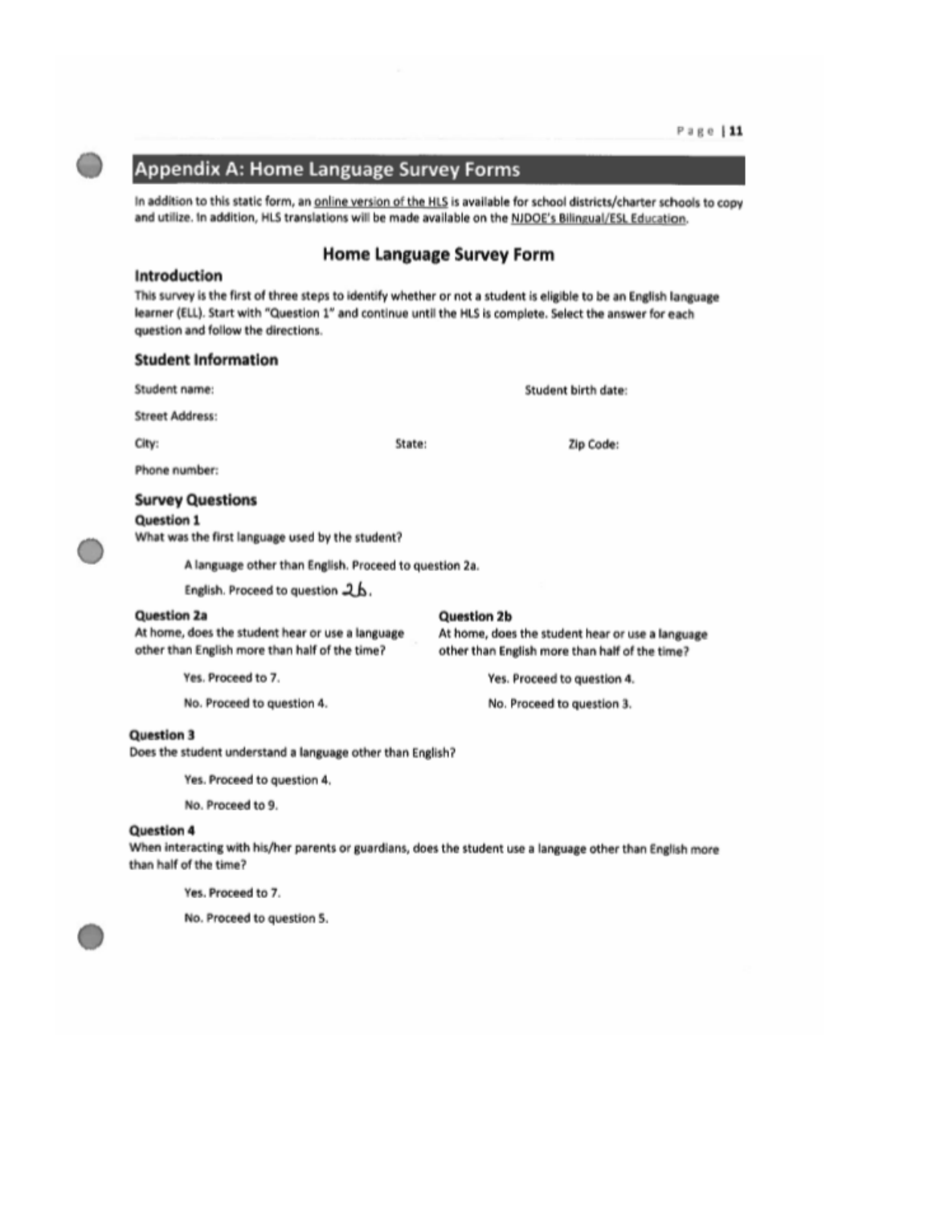## Appendix A: Home Language Survey Forms

In addition to this static form, an online version of the HLS is available for school districts/charter schools to copy and utilize. In addition, HLS translations will be made available on the NJDOE's Bilingual/ESL Education.

### Home Language Survey Form

#### Introduction

This survey is the first of three steps to identify whether or not a student is eligible to be an English language learner (ELL). Start with "Question 1" and continue until the HLS is complete. Select the answer for each question and follow the directions.

#### Student Information

Student name: Student birth date:

Street Address:

City: State: Zip Code:

Phone number:

#### Survey Questions

**Question 1**

What was the first language used by the student?

- A language other than English. Proceed to question 2a.
- English. Proceed to question 2b.

**Question 2a**

At home, does the student hear or use a language other than English more than half of the time?

- Yes. Proceed to 7.
- No. Proceed to question 4.

**Question 2b**

At home, does the student hear or use a language other than English more than half of the time?

- Yes. Proceed to question 4.
- No. Proceed to question 3.

**Question 3**

Does the student understand a language other than English?

- Yes. Proceed to question 4.
- No. Proceed to 9.

**Question 4**

When interacting with his/her parents or guardians, does the student use a language other than English more than half of the time?

- Yes. Proceed to 7.
- No. Proceed to question 5.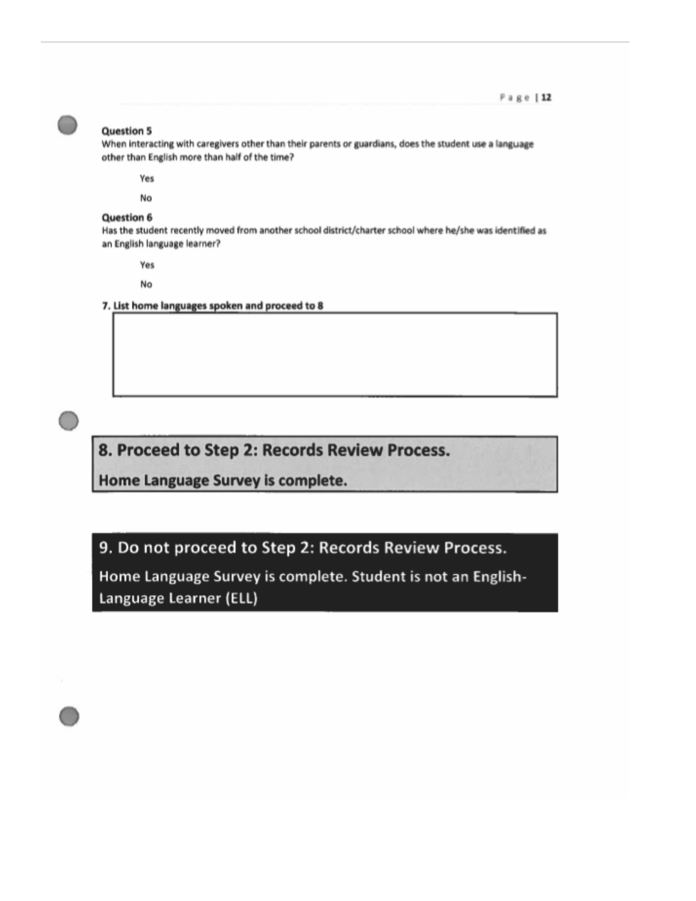**Question 5**

When interacting with caregivers other than their parents or guardians, does the student use a language other than English more than half of the time?

Yes

No

**Question 6**

Has the student recently moved from another school district/charter school where he/she was identified as an English language learner?

Yes

No

**7. List home languages spoken and proceed to 8**

| |
|---|
| |

**8. Proceed to Step 2: Records Review Process.**

**Home Language Survey is complete.**

**9. Do not proceed to Step 2: Records Review Process.**

Home Language Survey is complete. Student is not an English-Language Learner (ELL)